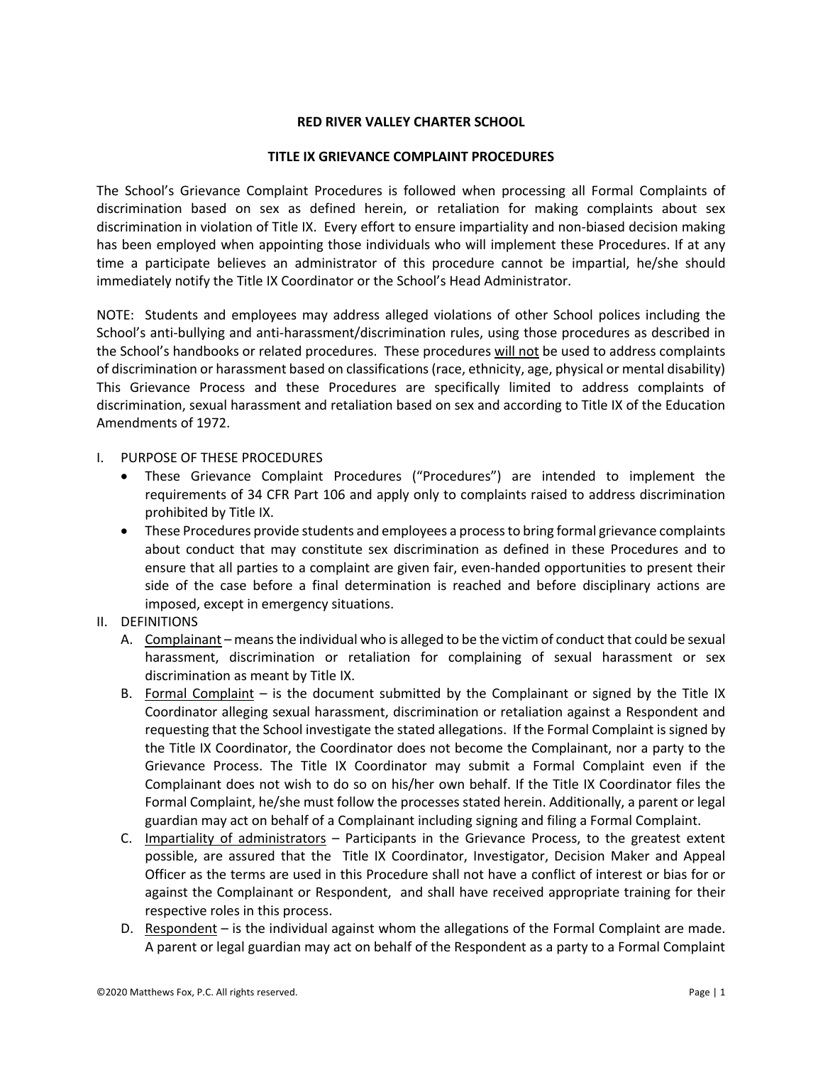# RED RIVER VALLEY CHARTER SCHOOL

## TITLE IX GRIEVANCE COMPLAINT PROCEDURES

The School's Grievance Complaint Procedures is followed when processing all Formal Complaints of discrimination based on sex as defined herein, or retaliation for making complaints about sex discrimination in violation of Title IX. Every effort to ensure impartiality and non-biased decision making has been employed when appointing those individuals who will implement these Procedures. If at any time a participate believes an administrator of this procedure cannot be impartial, he/she should immediately notify the Title IX Coordinator or the School's Head Administrator.

NOTE: Students and employees may address alleged violations of other School polices including the School's anti-bullying and anti-harassment/discrimination rules, using those procedures as described in the School's handbooks or related procedures. These procedures will not be used to address complaints of discrimination or harassment based on classifications (race, ethnicity, age, physical or mental disability) This Grievance Process and these Procedures are specifically limited to address complaints of discrimination, sexual harassment and retaliation based on sex and according to Title IX of the Education Amendments of 1972.

I. PURPOSE OF THESE PROCEDURES
   - These Grievance Complaint Procedures ("Procedures") are intended to implement the requirements of 34 CFR Part 106 and apply only to complaints raised to address discrimination prohibited by Title IX.
   - These Procedures provide students and employees a process to bring formal grievance complaints about conduct that may constitute sex discrimination as defined in these Procedures and to ensure that all parties to a complaint are given fair, even-handed opportunities to present their side of the case before a final determination is reached and before disciplinary actions are imposed, except in emergency situations.

II. DEFINITIONS
   A. Complainant – means the individual who is alleged to be the victim of conduct that could be sexual harassment, discrimination or retaliation for complaining of sexual harassment or sex discrimination as meant by Title IX.
   B. Formal Complaint – is the document submitted by the Complainant or signed by the Title IX Coordinator alleging sexual harassment, discrimination or retaliation against a Respondent and requesting that the School investigate the stated allegations. If the Formal Complaint is signed by the Title IX Coordinator, the Coordinator does not become the Complainant, nor a party to the Grievance Process. The Title IX Coordinator may submit a Formal Complaint even if the Complainant does not wish to do so on his/her own behalf. If the Title IX Coordinator files the Formal Complaint, he/she must follow the processes stated herein. Additionally, a parent or legal guardian may act on behalf of a Complainant including signing and filing a Formal Complaint.
   C. Impartiality of administrators – Participants in the Grievance Process, to the greatest extent possible, are assured that the Title IX Coordinator, Investigator, Decision Maker and Appeal Officer as the terms are used in this Procedure shall not have a conflict of interest or bias for or against the Complainant or Respondent, and shall have received appropriate training for their respective roles in this process.
   D. Respondent – is the individual against whom the allegations of the Formal Complaint are made. A parent or legal guardian may act on behalf of the Respondent as a party to a Formal Complaint

©2020 Matthews Fox, P.C. All rights reserved.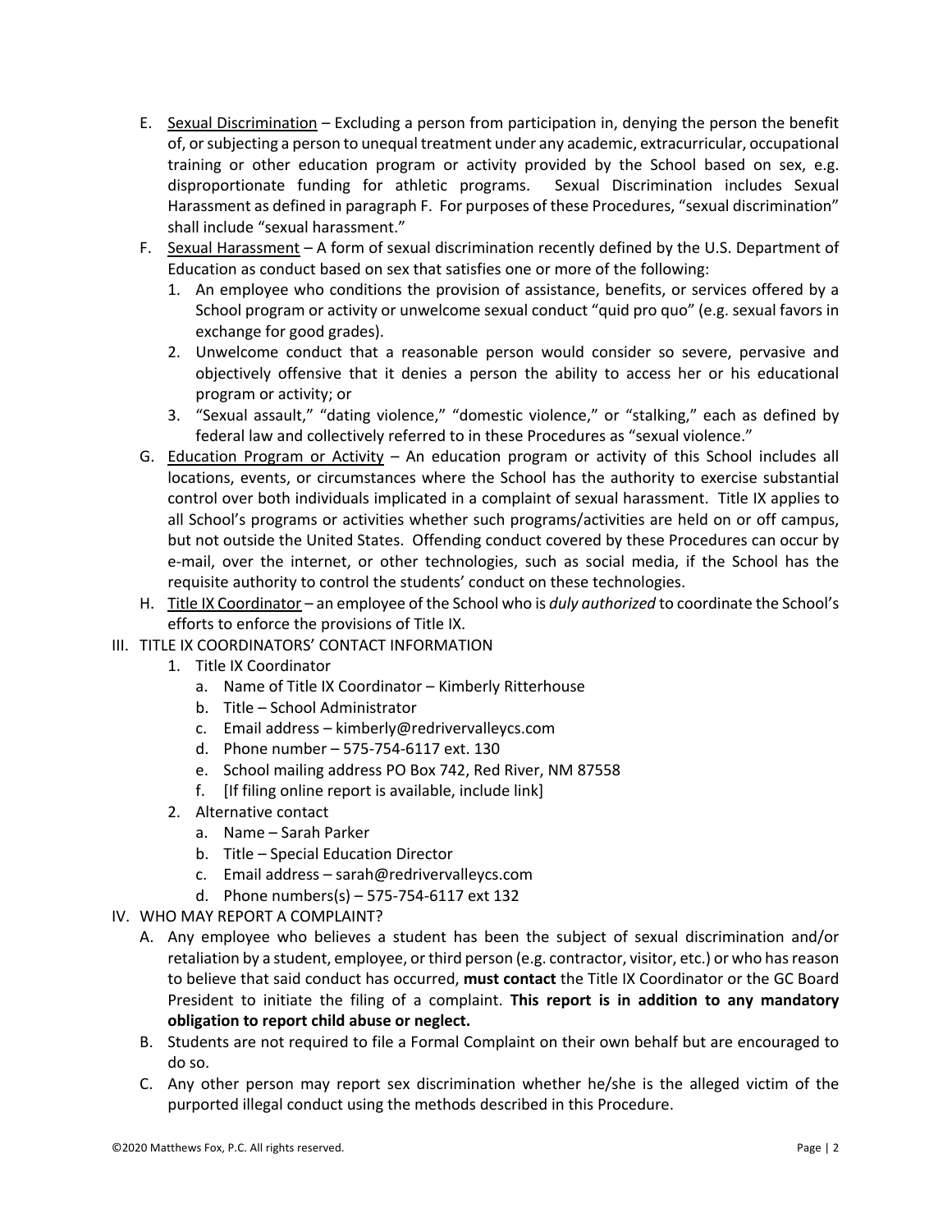E. <u>Sexual Discrimination</u> – Excluding a person from participation in, denying the person the benefit of, or subjecting a person to unequal treatment under any academic, extracurricular, occupational training or other education program or activity provided by the School based on sex, e.g. disproportionate funding for athletic programs. Sexual Discrimination includes Sexual Harassment as defined in paragraph F. For purposes of these Procedures, "sexual discrimination" shall include "sexual harassment."

F. <u>Sexual Harassment</u> – A form of sexual discrimination recently defined by the U.S. Department of Education as conduct based on sex that satisfies one or more of the following:
   1. An employee who conditions the provision of assistance, benefits, or services offered by a School program or activity or unwelcome sexual conduct "quid pro quo" (e.g. sexual favors in exchange for good grades).
   2. Unwelcome conduct that a reasonable person would consider so severe, pervasive and objectively offensive that it denies a person the ability to access her or his educational program or activity; or
   3. "Sexual assault," "dating violence," "domestic violence," or "stalking," each as defined by federal law and collectively referred to in these Procedures as "sexual violence."

G. <u>Education Program or Activity</u> – An education program or activity of this School includes all locations, events, or circumstances where the School has the authority to exercise substantial control over both individuals implicated in a complaint of sexual harassment. Title IX applies to all School's programs or activities whether such programs/activities are held on or off campus, but not outside the United States. Offending conduct covered by these Procedures can occur by e-mail, over the internet, or other technologies, such as social media, if the School has the requisite authority to control the students' conduct on these technologies.

H. <u>Title IX Coordinator</u> – an employee of the School who is *duly authorized* to coordinate the School's efforts to enforce the provisions of Title IX.

III. TITLE IX COORDINATORS' CONTACT INFORMATION
   1. Title IX Coordinator
      a. Name of Title IX Coordinator – Kimberly Ritterhouse
      b. Title – School Administrator
      c. Email address – kimberly@redrivervalleycs.com
      d. Phone number – 575-754-6117 ext. 130
      e. School mailing address PO Box 742, Red River, NM 87558
      f. [If filing online report is available, include link]
   2. Alternative contact
      a. Name – Sarah Parker
      b. Title – Special Education Director
      c. Email address – sarah@redrivervalleycs.com
      d. Phone numbers(s) – 575-754-6117 ext 132

IV. WHO MAY REPORT A COMPLAINT?
   A. Any employee who believes a student has been the subject of sexual discrimination and/or retaliation by a student, employee, or third person (e.g. contractor, visitor, etc.) or who has reason to believe that said conduct has occurred, **must contact** the Title IX Coordinator or the GC Board President to initiate the filing of a complaint. **This report is in addition to any mandatory obligation to report child abuse or neglect.**
   B. Students are not required to file a Formal Complaint on their own behalf but are encouraged to do so.
   C. Any other person may report sex discrimination whether he/she is the alleged victim of the purported illegal conduct using the methods described in this Procedure.

©2020 Matthews Fox, P.C. All rights reserved.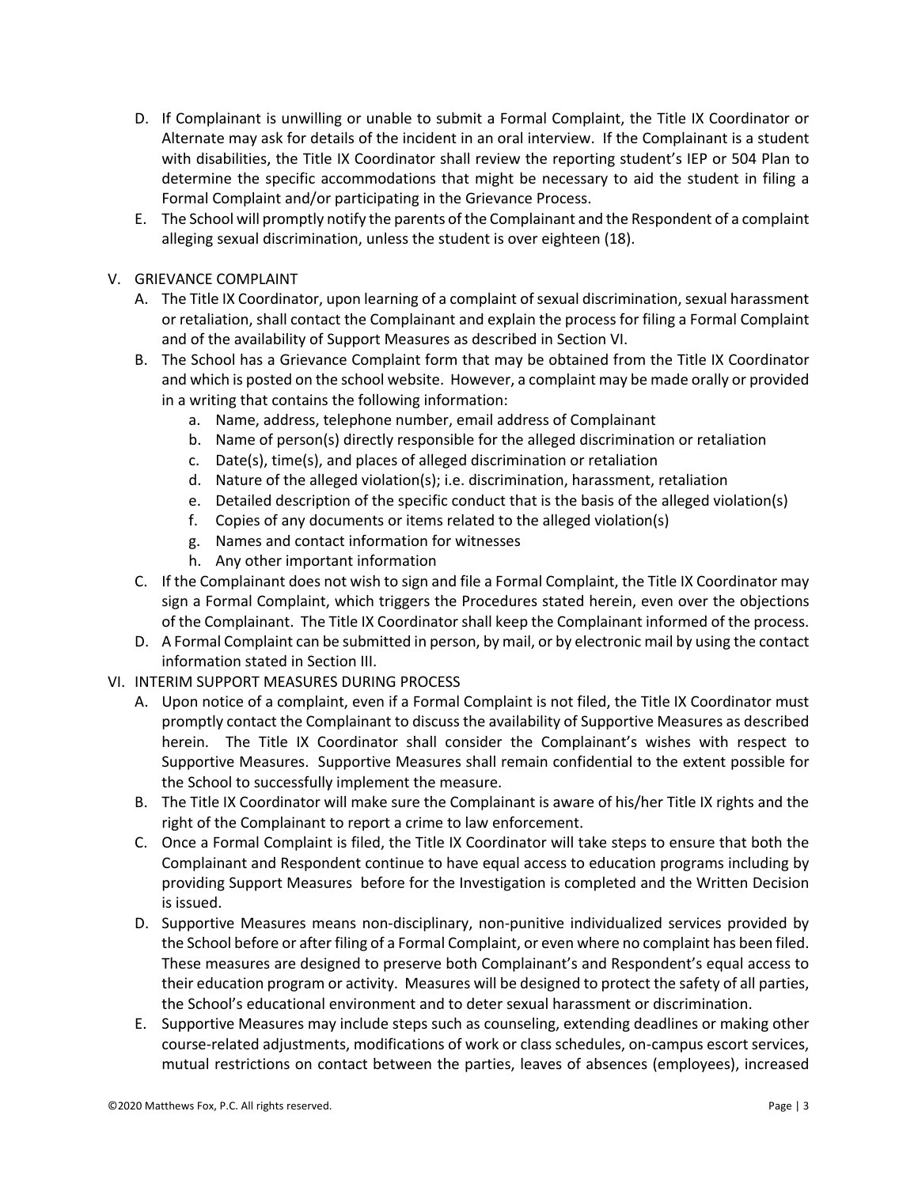D. If Complainant is unwilling or unable to submit a Formal Complaint, the Title IX Coordinator or Alternate may ask for details of the incident in an oral interview. If the Complainant is a student with disabilities, the Title IX Coordinator shall review the reporting student's IEP or 504 Plan to determine the specific accommodations that might be necessary to aid the student in filing a Formal Complaint and/or participating in the Grievance Process.

E. The School will promptly notify the parents of the Complainant and the Respondent of a complaint alleging sexual discrimination, unless the student is over eighteen (18).

V. GRIEVANCE COMPLAINT

A. The Title IX Coordinator, upon learning of a complaint of sexual discrimination, sexual harassment or retaliation, shall contact the Complainant and explain the process for filing a Formal Complaint and of the availability of Support Measures as described in Section VI.

B. The School has a Grievance Complaint form that may be obtained from the Title IX Coordinator and which is posted on the school website. However, a complaint may be made orally or provided in a writing that contains the following information:

   a. Name, address, telephone number, email address of Complainant
   b. Name of person(s) directly responsible for the alleged discrimination or retaliation
   c. Date(s), time(s), and places of alleged discrimination or retaliation
   d. Nature of the alleged violation(s); i.e. discrimination, harassment, retaliation
   e. Detailed description of the specific conduct that is the basis of the alleged violation(s)
   f. Copies of any documents or items related to the alleged violation(s)
   g. Names and contact information for witnesses
   h. Any other important information

C. If the Complainant does not wish to sign and file a Formal Complaint, the Title IX Coordinator may sign a Formal Complaint, which triggers the Procedures stated herein, even over the objections of the Complainant. The Title IX Coordinator shall keep the Complainant informed of the process.

D. A Formal Complaint can be submitted in person, by mail, or by electronic mail by using the contact information stated in Section III.

VI. INTERIM SUPPORT MEASURES DURING PROCESS

A. Upon notice of a complaint, even if a Formal Complaint is not filed, the Title IX Coordinator must promptly contact the Complainant to discuss the availability of Supportive Measures as described herein. The Title IX Coordinator shall consider the Complainant's wishes with respect to Supportive Measures. Supportive Measures shall remain confidential to the extent possible for the School to successfully implement the measure.

B. The Title IX Coordinator will make sure the Complainant is aware of his/her Title IX rights and the right of the Complainant to report a crime to law enforcement.

C. Once a Formal Complaint is filed, the Title IX Coordinator will take steps to ensure that both the Complainant and Respondent continue to have equal access to education programs including by providing Support Measures before for the Investigation is completed and the Written Decision is issued.

D. Supportive Measures means non-disciplinary, non-punitive individualized services provided by the School before or after filing of a Formal Complaint, or even where no complaint has been filed. These measures are designed to preserve both Complainant's and Respondent's equal access to their education program or activity. Measures will be designed to protect the safety of all parties, the School's educational environment and to deter sexual harassment or discrimination.

E. Supportive Measures may include steps such as counseling, extending deadlines or making other course-related adjustments, modifications of work or class schedules, on-campus escort services, mutual restrictions on contact between the parties, leaves of absences (employees), increased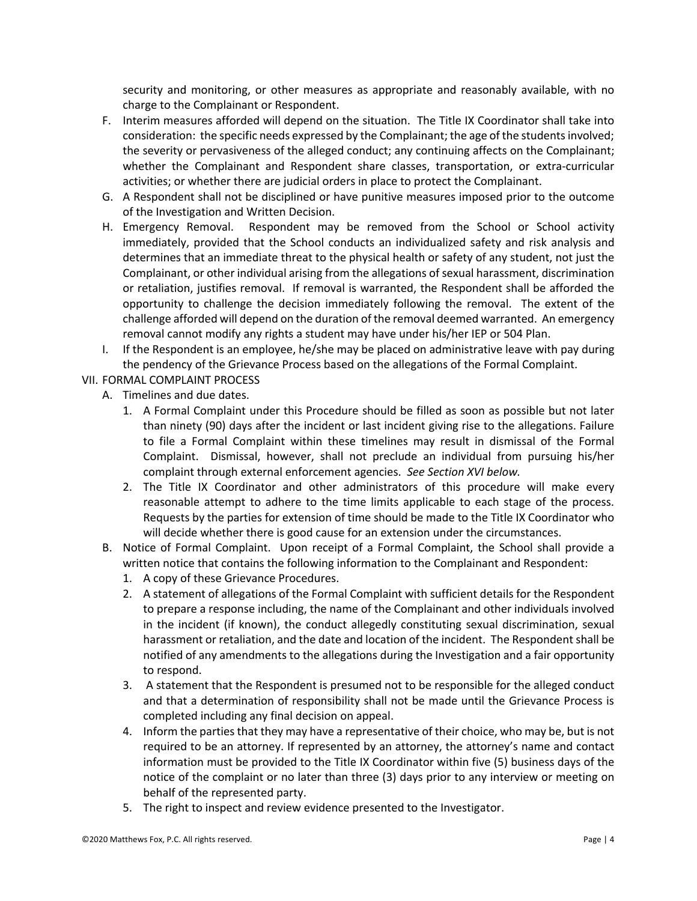security and monitoring, or other measures as appropriate and reasonably available, with no charge to the Complainant or Respondent.

F. Interim measures afforded will depend on the situation. The Title IX Coordinator shall take into consideration: the specific needs expressed by the Complainant; the age of the students involved; the severity or pervasiveness of the alleged conduct; any continuing affects on the Complainant; whether the Complainant and Respondent share classes, transportation, or extra-curricular activities; or whether there are judicial orders in place to protect the Complainant.

G. A Respondent shall not be disciplined or have punitive measures imposed prior to the outcome of the Investigation and Written Decision.

H. Emergency Removal. Respondent may be removed from the School or School activity immediately, provided that the School conducts an individualized safety and risk analysis and determines that an immediate threat to the physical health or safety of any student, not just the Complainant, or other individual arising from the allegations of sexual harassment, discrimination or retaliation, justifies removal. If removal is warranted, the Respondent shall be afforded the opportunity to challenge the decision immediately following the removal. The extent of the challenge afforded will depend on the duration of the removal deemed warranted. An emergency removal cannot modify any rights a student may have under his/her IEP or 504 Plan.

I. If the Respondent is an employee, he/she may be placed on administrative leave with pay during the pendency of the Grievance Process based on the allegations of the Formal Complaint.

VII. FORMAL COMPLAINT PROCESS

A. Timelines and due dates.

1. A Formal Complaint under this Procedure should be filled as soon as possible but not later than ninety (90) days after the incident or last incident giving rise to the allegations. Failure to file a Formal Complaint within these timelines may result in dismissal of the Formal Complaint. Dismissal, however, shall not preclude an individual from pursuing his/her complaint through external enforcement agencies. *See Section XVI below.*

2. The Title IX Coordinator and other administrators of this procedure will make every reasonable attempt to adhere to the time limits applicable to each stage of the process. Requests by the parties for extension of time should be made to the Title IX Coordinator who will decide whether there is good cause for an extension under the circumstances.

B. Notice of Formal Complaint. Upon receipt of a Formal Complaint, the School shall provide a written notice that contains the following information to the Complainant and Respondent:

1. A copy of these Grievance Procedures.

2. A statement of allegations of the Formal Complaint with sufficient details for the Respondent to prepare a response including, the name of the Complainant and other individuals involved in the incident (if known), the conduct allegedly constituting sexual discrimination, sexual harassment or retaliation, and the date and location of the incident. The Respondent shall be notified of any amendments to the allegations during the Investigation and a fair opportunity to respond.

3. A statement that the Respondent is presumed not to be responsible for the alleged conduct and that a determination of responsibility shall not be made until the Grievance Process is completed including any final decision on appeal.

4. Inform the parties that they may have a representative of their choice, who may be, but is not required to be an attorney. If represented by an attorney, the attorney's name and contact information must be provided to the Title IX Coordinator within five (5) business days of the notice of the complaint or no later than three (3) days prior to any interview or meeting on behalf of the represented party.

5. The right to inspect and review evidence presented to the Investigator.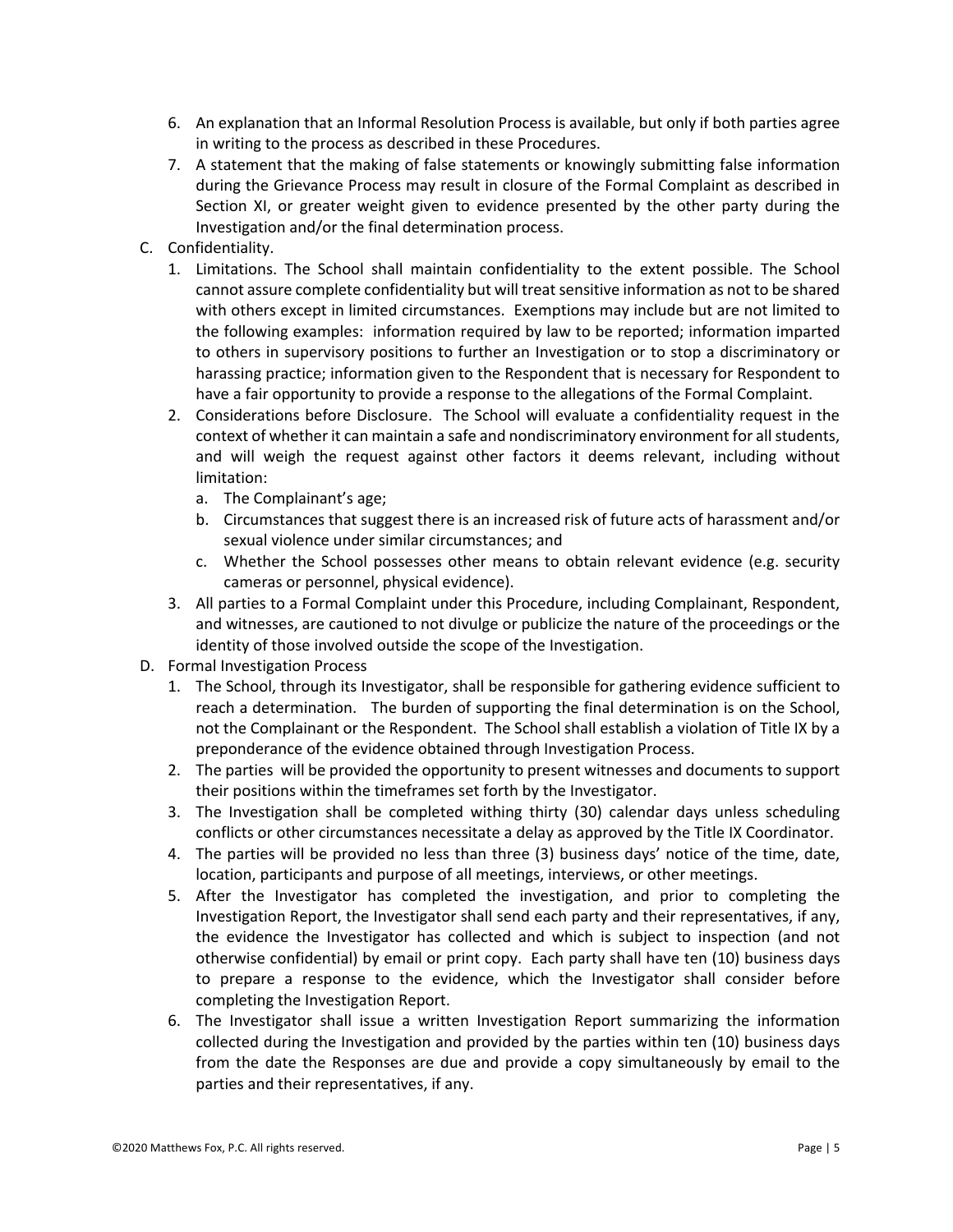6. An explanation that an Informal Resolution Process is available, but only if both parties agree in writing to the process as described in these Procedures.
7. A statement that the making of false statements or knowingly submitting false information during the Grievance Process may result in closure of the Formal Complaint as described in Section XI, or greater weight given to evidence presented by the other party during the Investigation and/or the final determination process.

C. Confidentiality.

1. Limitations. The School shall maintain confidentiality to the extent possible. The School cannot assure complete confidentiality but will treat sensitive information as not to be shared with others except in limited circumstances. Exemptions may include but are not limited to the following examples: information required by law to be reported; information imparted to others in supervisory positions to further an Investigation or to stop a discriminatory or harassing practice; information given to the Respondent that is necessary for Respondent to have a fair opportunity to provide a response to the allegations of the Formal Complaint.
2. Considerations before Disclosure. The School will evaluate a confidentiality request in the context of whether it can maintain a safe and nondiscriminatory environment for all students, and will weigh the request against other factors it deems relevant, including without limitation:
   a. The Complainant's age;
   b. Circumstances that suggest there is an increased risk of future acts of harassment and/or sexual violence under similar circumstances; and
   c. Whether the School possesses other means to obtain relevant evidence (e.g. security cameras or personnel, physical evidence).
3. All parties to a Formal Complaint under this Procedure, including Complainant, Respondent, and witnesses, are cautioned to not divulge or publicize the nature of the proceedings or the identity of those involved outside the scope of the Investigation.

D. Formal Investigation Process

1. The School, through its Investigator, shall be responsible for gathering evidence sufficient to reach a determination. The burden of supporting the final determination is on the School, not the Complainant or the Respondent. The School shall establish a violation of Title IX by a preponderance of the evidence obtained through Investigation Process.
2. The parties will be provided the opportunity to present witnesses and documents to support their positions within the timeframes set forth by the Investigator.
3. The Investigation shall be completed withing thirty (30) calendar days unless scheduling conflicts or other circumstances necessitate a delay as approved by the Title IX Coordinator.
4. The parties will be provided no less than three (3) business days' notice of the time, date, location, participants and purpose of all meetings, interviews, or other meetings.
5. After the Investigator has completed the investigation, and prior to completing the Investigation Report, the Investigator shall send each party and their representatives, if any, the evidence the Investigator has collected and which is subject to inspection (and not otherwise confidential) by email or print copy. Each party shall have ten (10) business days to prepare a response to the evidence, which the Investigator shall consider before completing the Investigation Report.
6. The Investigator shall issue a written Investigation Report summarizing the information collected during the Investigation and provided by the parties within ten (10) business days from the date the Responses are due and provide a copy simultaneously by email to the parties and their representatives, if any.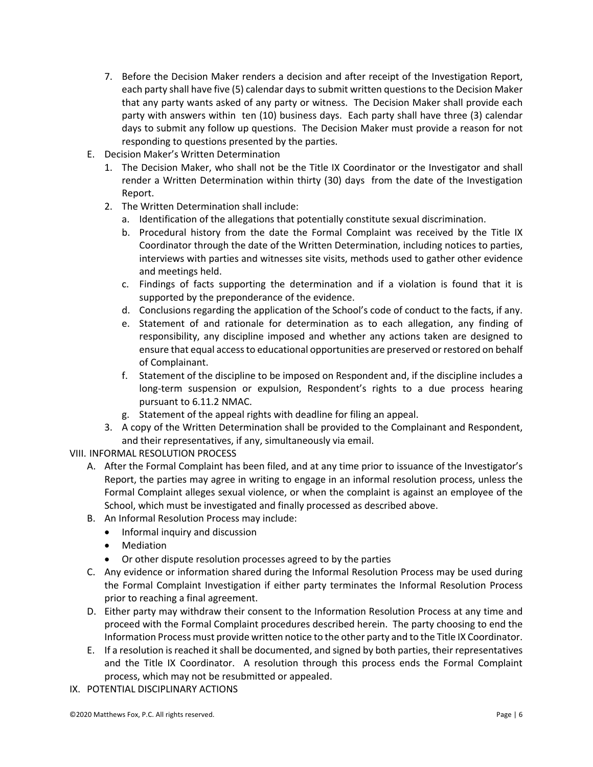7. Before the Decision Maker renders a decision and after receipt of the Investigation Report, each party shall have five (5) calendar days to submit written questions to the Decision Maker that any party wants asked of any party or witness. The Decision Maker shall provide each party with answers within ten (10) business days. Each party shall have three (3) calendar days to submit any follow up questions. The Decision Maker must provide a reason for not responding to questions presented by the parties.

E. Decision Maker's Written Determination

1. The Decision Maker, who shall not be the Title IX Coordinator or the Investigator and shall render a Written Determination within thirty (30) days from the date of the Investigation Report.
2. The Written Determination shall include:
   a. Identification of the allegations that potentially constitute sexual discrimination.
   b. Procedural history from the date the Formal Complaint was received by the Title IX Coordinator through the date of the Written Determination, including notices to parties, interviews with parties and witnesses site visits, methods used to gather other evidence and meetings held.
   c. Findings of facts supporting the determination and if a violation is found that it is supported by the preponderance of the evidence.
   d. Conclusions regarding the application of the School's code of conduct to the facts, if any.
   e. Statement of and rationale for determination as to each allegation, any finding of responsibility, any discipline imposed and whether any actions taken are designed to ensure that equal access to educational opportunities are preserved or restored on behalf of Complainant.
   f. Statement of the discipline to be imposed on Respondent and, if the discipline includes a long-term suspension or expulsion, Respondent's rights to a due process hearing pursuant to 6.11.2 NMAC.
   g. Statement of the appeal rights with deadline for filing an appeal.
3. A copy of the Written Determination shall be provided to the Complainant and Respondent, and their representatives, if any, simultaneously via email.

VIII. INFORMAL RESOLUTION PROCESS

A. After the Formal Complaint has been filed, and at any time prior to issuance of the Investigator's Report, the parties may agree in writing to engage in an informal resolution process, unless the Formal Complaint alleges sexual violence, or when the complaint is against an employee of the School, which must be investigated and finally processed as described above.

B. An Informal Resolution Process may include:

- Informal inquiry and discussion
- Mediation
- Or other dispute resolution processes agreed to by the parties

C. Any evidence or information shared during the Informal Resolution Process may be used during the Formal Complaint Investigation if either party terminates the Informal Resolution Process prior to reaching a final agreement.

D. Either party may withdraw their consent to the Information Resolution Process at any time and proceed with the Formal Complaint procedures described herein. The party choosing to end the Information Process must provide written notice to the other party and to the Title IX Coordinator.

E. If a resolution is reached it shall be documented, and signed by both parties, their representatives and the Title IX Coordinator. A resolution through this process ends the Formal Complaint process, which may not be resubmitted or appealed.

IX. POTENTIAL DISCIPLINARY ACTIONS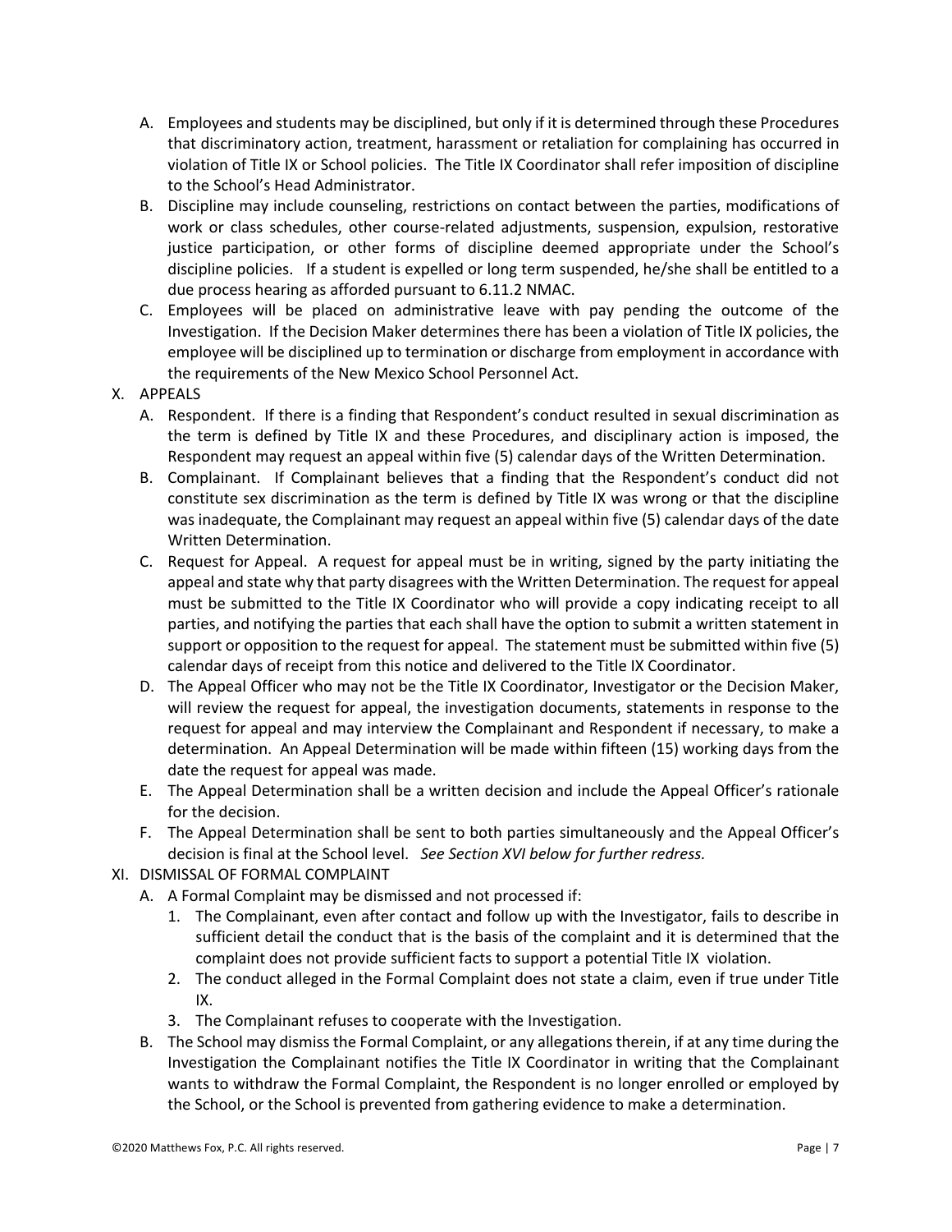A. Employees and students may be disciplined, but only if it is determined through these Procedures that discriminatory action, treatment, harassment or retaliation for complaining has occurred in violation of Title IX or School policies. The Title IX Coordinator shall refer imposition of discipline to the School's Head Administrator.

B. Discipline may include counseling, restrictions on contact between the parties, modifications of work or class schedules, other course-related adjustments, suspension, expulsion, restorative justice participation, or other forms of discipline deemed appropriate under the School's discipline policies. If a student is expelled or long term suspended, he/she shall be entitled to a due process hearing as afforded pursuant to 6.11.2 NMAC.

C. Employees will be placed on administrative leave with pay pending the outcome of the Investigation. If the Decision Maker determines there has been a violation of Title IX policies, the employee will be disciplined up to termination or discharge from employment in accordance with the requirements of the New Mexico School Personnel Act.

## X. APPEALS

A. Respondent. If there is a finding that Respondent's conduct resulted in sexual discrimination as the term is defined by Title IX and these Procedures, and disciplinary action is imposed, the Respondent may request an appeal within five (5) calendar days of the Written Determination.

B. Complainant. If Complainant believes that a finding that the Respondent's conduct did not constitute sex discrimination as the term is defined by Title IX was wrong or that the discipline was inadequate, the Complainant may request an appeal within five (5) calendar days of the date Written Determination.

C. Request for Appeal. A request for appeal must be in writing, signed by the party initiating the appeal and state why that party disagrees with the Written Determination. The request for appeal must be submitted to the Title IX Coordinator who will provide a copy indicating receipt to all parties, and notifying the parties that each shall have the option to submit a written statement in support or opposition to the request for appeal. The statement must be submitted within five (5) calendar days of receipt from this notice and delivered to the Title IX Coordinator.

D. The Appeal Officer who may not be the Title IX Coordinator, Investigator or the Decision Maker, will review the request for appeal, the investigation documents, statements in response to the request for appeal and may interview the Complainant and Respondent if necessary, to make a determination. An Appeal Determination will be made within fifteen (15) working days from the date the request for appeal was made.

E. The Appeal Determination shall be a written decision and include the Appeal Officer's rationale for the decision.

F. The Appeal Determination shall be sent to both parties simultaneously and the Appeal Officer's decision is final at the School level. *See Section XVI below for further redress.*

## XI. DISMISSAL OF FORMAL COMPLAINT

A. A Formal Complaint may be dismissed and not processed if:

1. The Complainant, even after contact and follow up with the Investigator, fails to describe in sufficient detail the conduct that is the basis of the complaint and it is determined that the complaint does not provide sufficient facts to support a potential Title IX violation.
2. The conduct alleged in the Formal Complaint does not state a claim, even if true under Title IX.
3. The Complainant refuses to cooperate with the Investigation.

B. The School may dismiss the Formal Complaint, or any allegations therein, if at any time during the Investigation the Complainant notifies the Title IX Coordinator in writing that the Complainant wants to withdraw the Formal Complaint, the Respondent is no longer enrolled or employed by the School, or the School is prevented from gathering evidence to make a determination.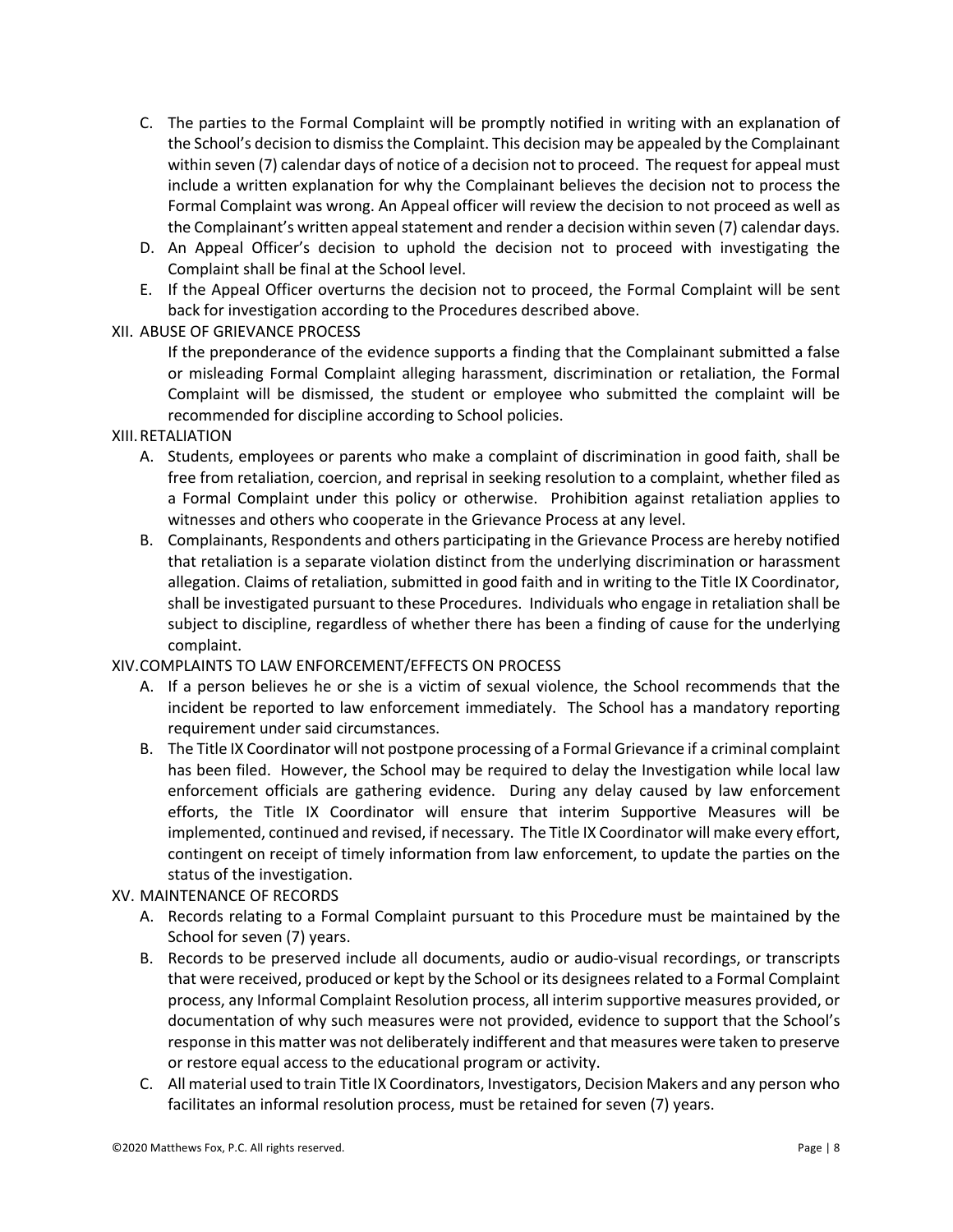C. The parties to the Formal Complaint will be promptly notified in writing with an explanation of the School's decision to dismiss the Complaint. This decision may be appealed by the Complainant within seven (7) calendar days of notice of a decision not to proceed. The request for appeal must include a written explanation for why the Complainant believes the decision not to process the Formal Complaint was wrong. An Appeal officer will review the decision to not proceed as well as the Complainant's written appeal statement and render a decision within seven (7) calendar days.

D. An Appeal Officer's decision to uphold the decision not to proceed with investigating the Complaint shall be final at the School level.

E. If the Appeal Officer overturns the decision not to proceed, the Formal Complaint will be sent back for investigation according to the Procedures described above.

XII. ABUSE OF GRIEVANCE PROCESS

If the preponderance of the evidence supports a finding that the Complainant submitted a false or misleading Formal Complaint alleging harassment, discrimination or retaliation, the Formal Complaint will be dismissed, the student or employee who submitted the complaint will be recommended for discipline according to School policies.

XIII. RETALIATION

A. Students, employees or parents who make a complaint of discrimination in good faith, shall be free from retaliation, coercion, and reprisal in seeking resolution to a complaint, whether filed as a Formal Complaint under this policy or otherwise. Prohibition against retaliation applies to witnesses and others who cooperate in the Grievance Process at any level.

B. Complainants, Respondents and others participating in the Grievance Process are hereby notified that retaliation is a separate violation distinct from the underlying discrimination or harassment allegation. Claims of retaliation, submitted in good faith and in writing to the Title IX Coordinator, shall be investigated pursuant to these Procedures. Individuals who engage in retaliation shall be subject to discipline, regardless of whether there has been a finding of cause for the underlying complaint.

XIV. COMPLAINTS TO LAW ENFORCEMENT/EFFECTS ON PROCESS

A. If a person believes he or she is a victim of sexual violence, the School recommends that the incident be reported to law enforcement immediately. The School has a mandatory reporting requirement under said circumstances.

B. The Title IX Coordinator will not postpone processing of a Formal Grievance if a criminal complaint has been filed. However, the School may be required to delay the Investigation while local law enforcement officials are gathering evidence. During any delay caused by law enforcement efforts, the Title IX Coordinator will ensure that interim Supportive Measures will be implemented, continued and revised, if necessary. The Title IX Coordinator will make every effort, contingent on receipt of timely information from law enforcement, to update the parties on the status of the investigation.

XV. MAINTENANCE OF RECORDS

A. Records relating to a Formal Complaint pursuant to this Procedure must be maintained by the School for seven (7) years.

B. Records to be preserved include all documents, audio or audio-visual recordings, or transcripts that were received, produced or kept by the School or its designees related to a Formal Complaint process, any Informal Complaint Resolution process, all interim supportive measures provided, or documentation of why such measures were not provided, evidence to support that the School's response in this matter was not deliberately indifferent and that measures were taken to preserve or restore equal access to the educational program or activity.

C. All material used to train Title IX Coordinators, Investigators, Decision Makers and any person who facilitates an informal resolution process, must be retained for seven (7) years.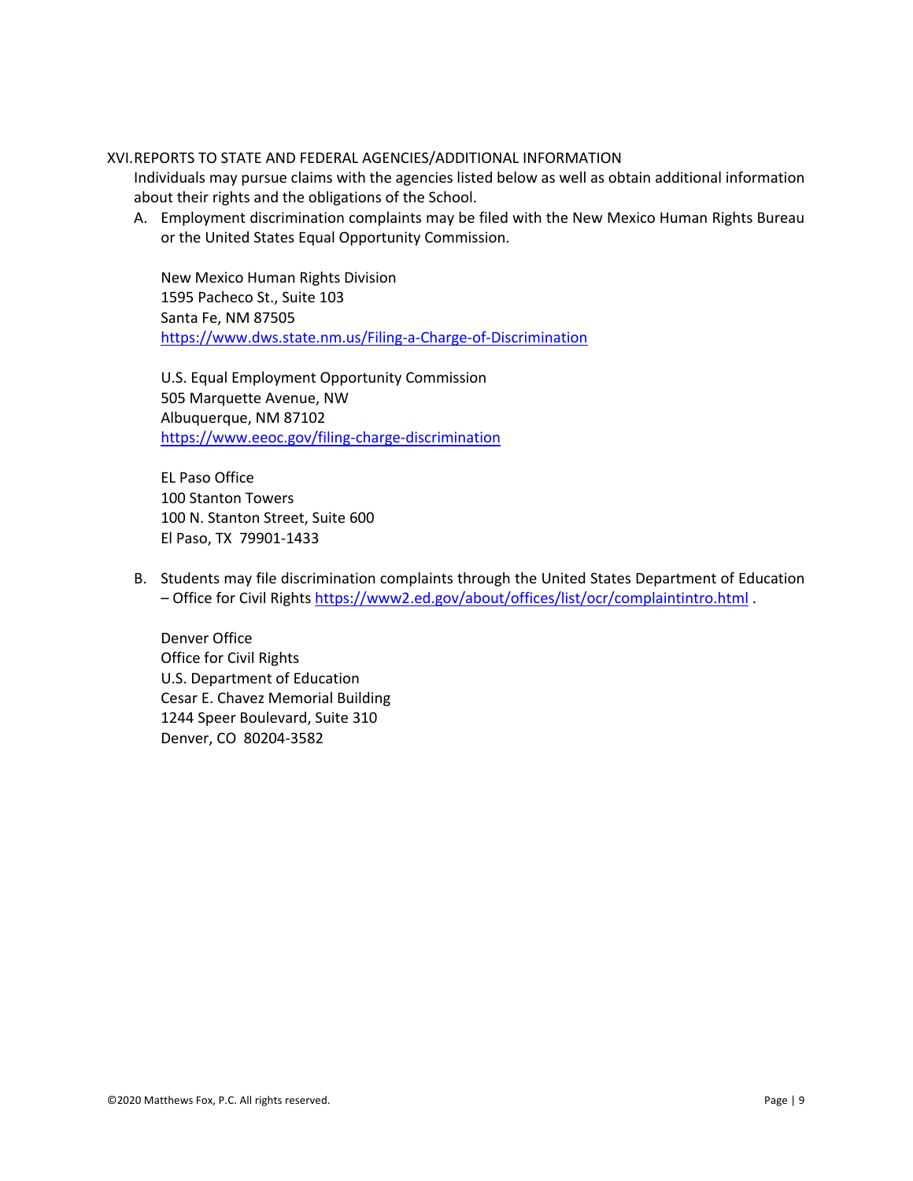## XVI. REPORTS TO STATE AND FEDERAL AGENCIES/ADDITIONAL INFORMATION

Individuals may pursue claims with the agencies listed below as well as obtain additional information about their rights and the obligations of the School.

A. Employment discrimination complaints may be filed with the New Mexico Human Rights Bureau or the United States Equal Opportunity Commission.

   New Mexico Human Rights Division
   1595 Pacheco St., Suite 103
   Santa Fe, NM 87505
   https://www.dws.state.nm.us/Filing-a-Charge-of-Discrimination

   U.S. Equal Employment Opportunity Commission
   505 Marquette Avenue, NW
   Albuquerque, NM 87102
   https://www.eeoc.gov/filing-charge-discrimination

   EL Paso Office
   100 Stanton Towers
   100 N. Stanton Street, Suite 600
   El Paso, TX 79901-1433

B. Students may file discrimination complaints through the United States Department of Education – Office for Civil Rights https://www2.ed.gov/about/offices/list/ocr/complaintintro.html .

   Denver Office
   Office for Civil Rights
   U.S. Department of Education
   Cesar E. Chavez Memorial Building
   1244 Speer Boulevard, Suite 310
   Denver, CO 80204-3582

©2020 Matthews Fox, P.C. All rights reserved.